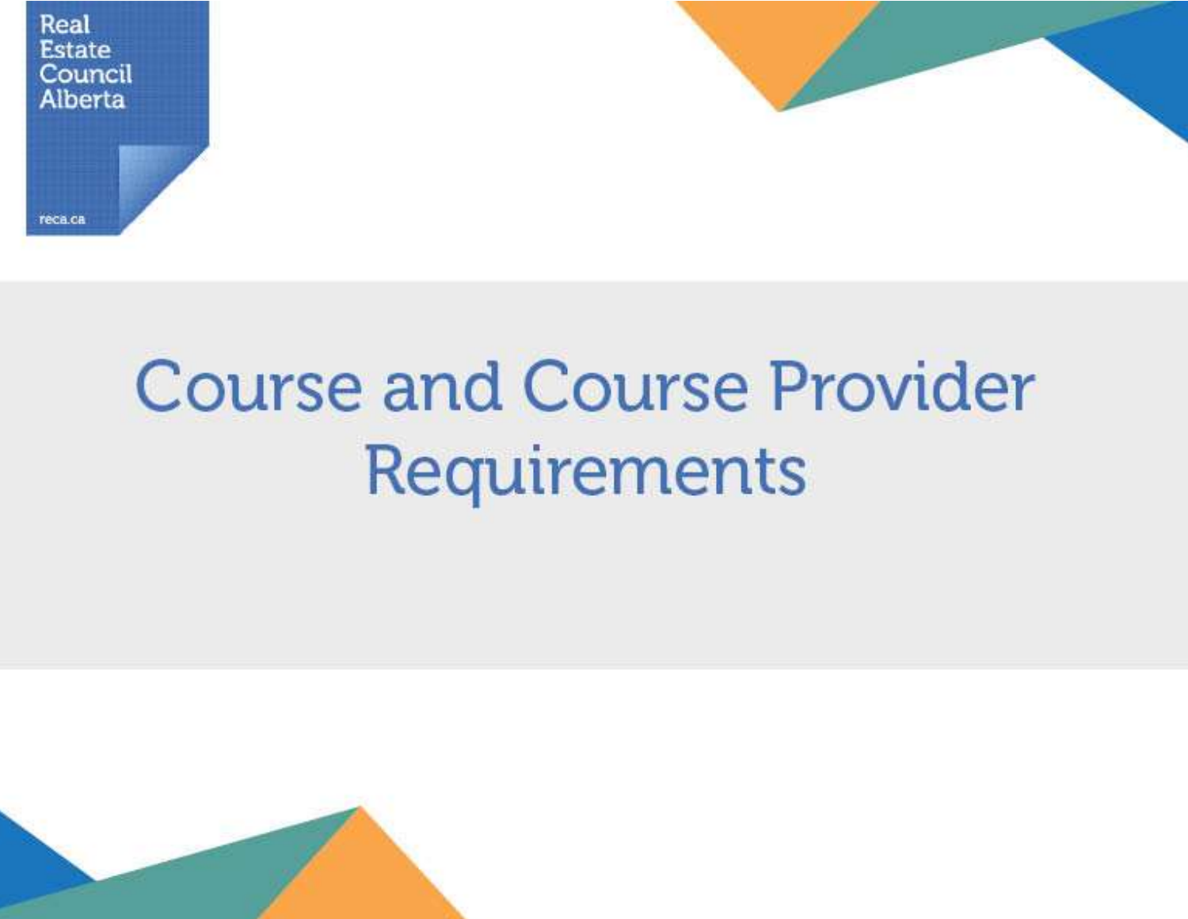Real Estate Council Alberta

reca.ca

# Course and Course Provider Requirements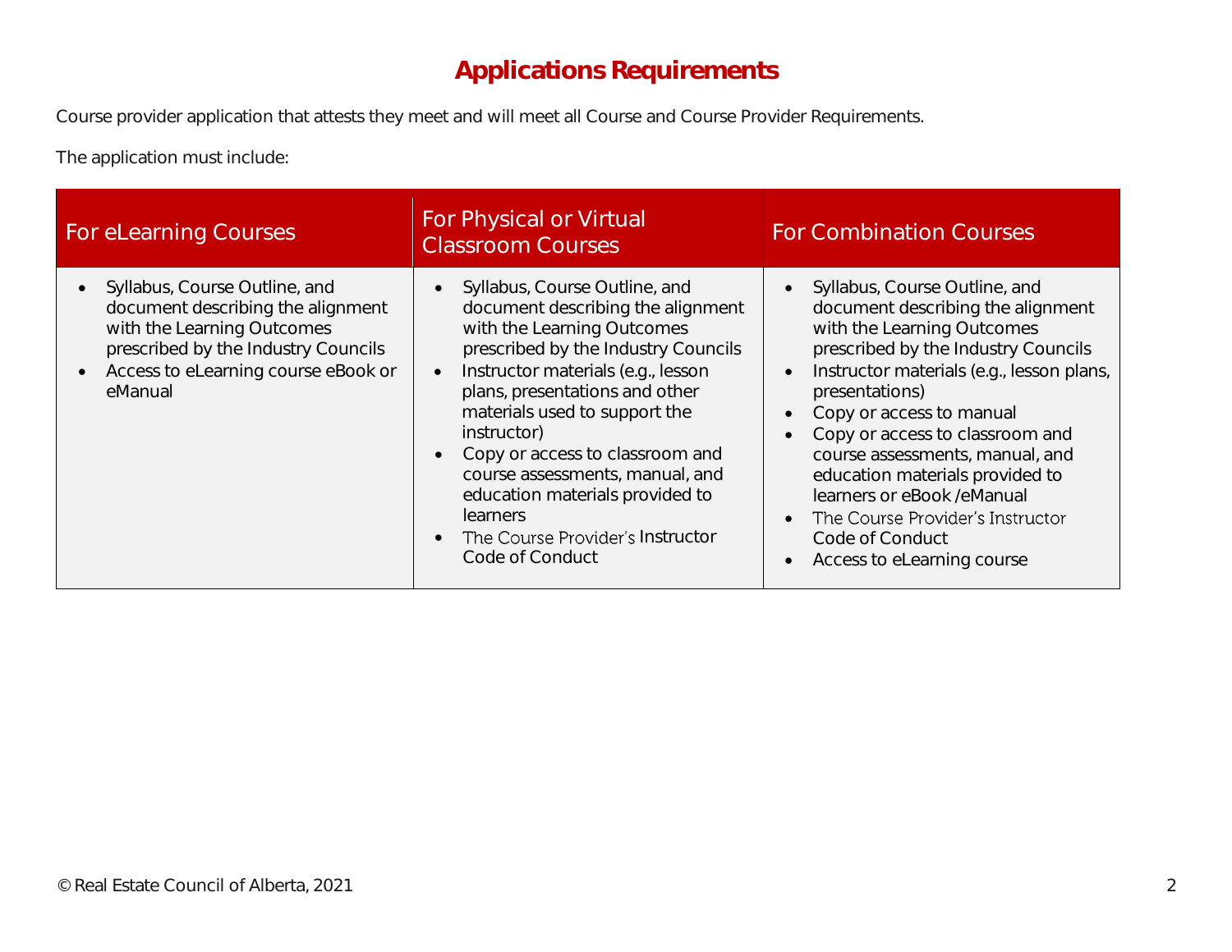# Applications Requirements

Course provider application that attests they meet and will meet all Course and Course Provider Requirements.

The application must include:

| For eLearning Courses | For Physical or Virtual Classroom Courses | For Combination Courses |
|---|---|---|
| • Syllabus, Course Outline, and document describing the alignment with the Learning Outcomes prescribed by the Industry Councils<br>• Access to eLearning course eBook or eManual | • Syllabus, Course Outline, and document describing the alignment with the Learning Outcomes prescribed by the Industry Councils<br>• Instructor materials (e.g., lesson plans, presentations and other materials used to support the instructor)<br>• Copy or access to classroom and course assessments, manual, and education materials provided to learners<br>• The Course Provider's Instructor Code of Conduct | • Syllabus, Course Outline, and document describing the alignment with the Learning Outcomes prescribed by the Industry Councils<br>• Instructor materials (e.g., lesson plans, presentations)<br>• Copy or access to manual<br>• Copy or access to classroom and course assessments, manual, and education materials provided to learners or eBook /eManual<br>• The Course Provider's Instructor Code of Conduct<br>• Access to eLearning course |

© Real Estate Council of Alberta, 2021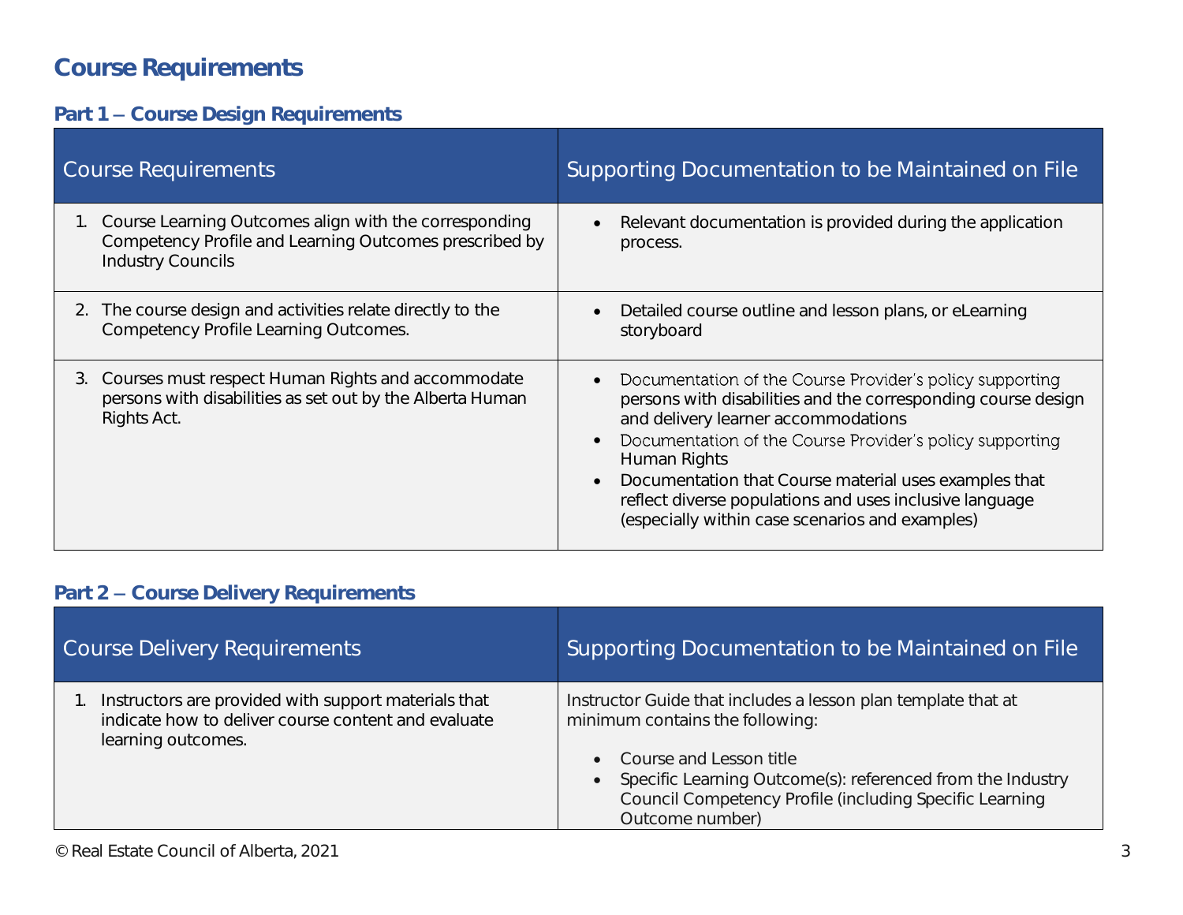# Course Requirements

## Part 1 – Course Design Requirements

| Course Requirements | Supporting Documentation to be Maintained on File |
|---|---|
| 1. Course Learning Outcomes align with the corresponding Competency Profile and Learning Outcomes prescribed by Industry Councils | • Relevant documentation is provided during the application process. |
| 2. The course design and activities relate directly to the Competency Profile Learning Outcomes. | • Detailed course outline and lesson plans, or eLearning storyboard |
| 3. Courses must respect Human Rights and accommodate persons with disabilities as set out by the Alberta Human Rights Act. | • Documentation of the Course Provider's policy supporting persons with disabilities and the corresponding course design and delivery learner accommodations<br>• Documentation of the Course Provider's policy supporting Human Rights<br>• Documentation that Course material uses examples that reflect diverse populations and uses inclusive language (especially within case scenarios and examples) |

## Part 2 – Course Delivery Requirements

| Course Delivery Requirements | Supporting Documentation to be Maintained on File |
|---|---|
| 1. Instructors are provided with support materials that indicate how to deliver course content and evaluate learning outcomes. | Instructor Guide that includes a lesson plan template that at minimum contains the following:<br>• Course and Lesson title<br>• Specific Learning Outcome(s): referenced from the Industry Council Competency Profile (including Specific Learning Outcome number) |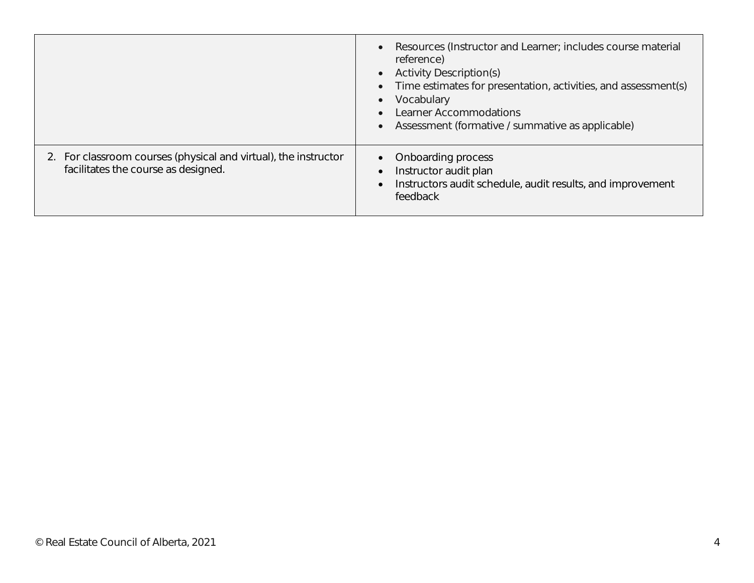| | |
|---|---|
| | • Resources (Instructor and Learner; includes course material reference)<br>• Activity Description(s)<br>• Time estimates for presentation, activities, and assessment(s)<br>• Vocabulary<br>• Learner Accommodations<br>• Assessment (formative / summative as applicable) |
| 2. For classroom courses (physical and virtual), the instructor facilitates the course as designed. | • Onboarding process<br>• Instructor audit plan<br>• Instructors audit schedule, audit results, and improvement feedback |

© Real Estate Council of Alberta, 2021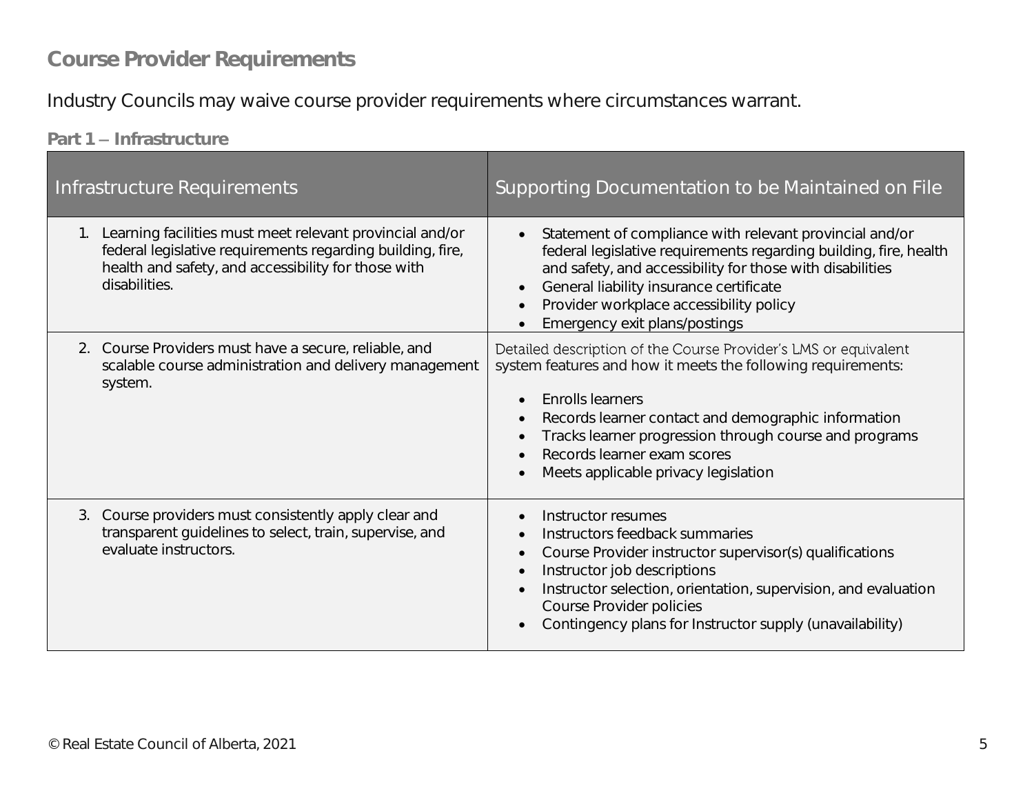## Course Provider Requirements

Industry Councils may waive course provider requirements where circumstances warrant.

### Part 1 – Infrastructure

| Infrastructure Requirements | Supporting Documentation to be Maintained on File |
|---|---|
| 1. Learning facilities must meet relevant provincial and/or federal legislative requirements regarding building, fire, health and safety, and accessibility for those with disabilities. | • Statement of compliance with relevant provincial and/or federal legislative requirements regarding building, fire, health and safety, and accessibility for those with disabilities<br>• General liability insurance certificate<br>• Provider workplace accessibility policy<br>• Emergency exit plans/postings |
| 2. Course Providers must have a secure, reliable, and scalable course administration and delivery management system. | Detailed description of the Course Provider's LMS or equivalent system features and how it meets the following requirements:<br>• Enrolls learners<br>• Records learner contact and demographic information<br>• Tracks learner progression through course and programs<br>• Records learner exam scores<br>• Meets applicable privacy legislation |
| 3. Course providers must consistently apply clear and transparent guidelines to select, train, supervise, and evaluate instructors. | • Instructor resumes<br>• Instructors feedback summaries<br>• Course Provider instructor supervisor(s) qualifications<br>• Instructor job descriptions<br>• Instructor selection, orientation, supervision, and evaluation Course Provider policies<br>• Contingency plans for Instructor supply (unavailability) |

© Real Estate Council of Alberta, 2021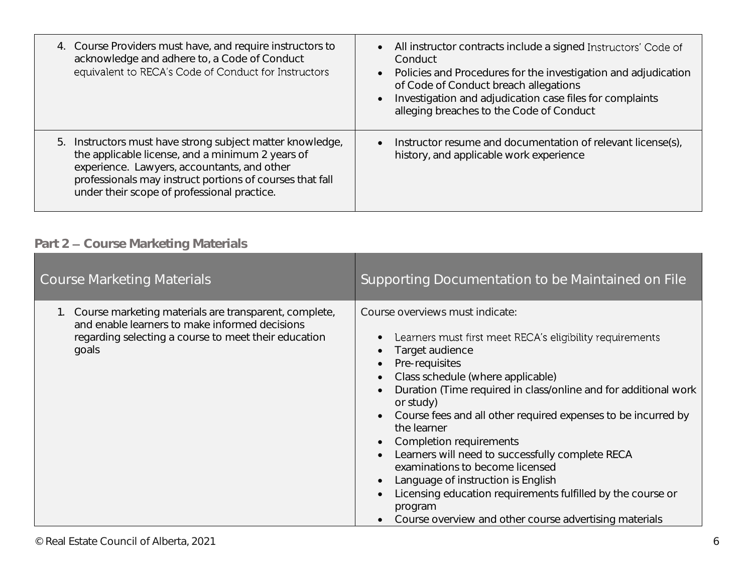| | |
|---|---|
| 4. Course Providers must have, and require instructors to acknowledge and adhere to, a Code of Conduct equivalent to RECA's Code of Conduct for Instructors | • All instructor contracts include a signed Instructors' Code of Conduct<br>• Policies and Procedures for the investigation and adjudication of Code of Conduct breach allegations<br>• Investigation and adjudication case files for complaints alleging breaches to the Code of Conduct |
| 5. Instructors must have strong subject matter knowledge, the applicable license, and a minimum 2 years of experience. Lawyers, accountants, and other professionals may instruct portions of courses that fall under their scope of professional practice. | • Instructor resume and documentation of relevant license(s), history, and applicable work experience |

### Part 2 – Course Marketing Materials

| Course Marketing Materials | Supporting Documentation to be Maintained on File |
|---|---|
| 1. Course marketing materials are transparent, complete, and enable learners to make informed decisions regarding selecting a course to meet their education goals | Course overviews must indicate:<br>• Learners must first meet RECA's eligibility requirements<br>• Target audience<br>• Pre-requisites<br>• Class schedule (where applicable)<br>• Duration (Time required in class/online and for additional work or study)<br>• Course fees and all other required expenses to be incurred by the learner<br>• Completion requirements<br>• Learners will need to successfully complete RECA examinations to become licensed<br>• Language of instruction is English<br>• Licensing education requirements fulfilled by the course or program<br>• Course overview and other course advertising materials |

© Real Estate Council of Alberta, 2021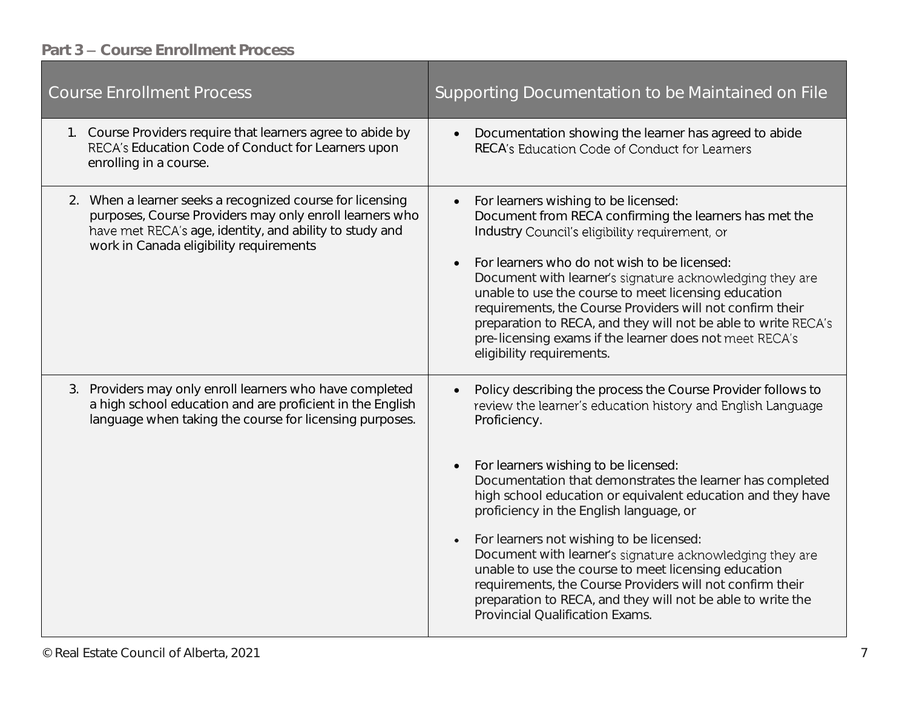**Part 3 – Course Enrollment Process**

| Course Enrollment Process | Supporting Documentation to be Maintained on File |
|---|---|
| 1. Course Providers require that learners agree to abide by RECA's Education Code of Conduct for Learners upon enrolling in a course. | • Documentation showing the learner has agreed to abide RECA's Education Code of Conduct for Learners |
| 2. When a learner seeks a recognized course for licensing purposes, Course Providers may only enroll learners who have met RECA's age, identity, and ability to study and work in Canada eligibility requirements | • For learners wishing to be licensed: Document from RECA confirming the learners has met the Industry Council's eligibility requirement, or <br><br> • For learners who do not wish to be licensed: Document with learner's signature acknowledging they are unable to use the course to meet licensing education requirements, the Course Providers will not confirm their preparation to RECA, and they will not be able to write RECA's pre-licensing exams if the learner does not meet RECA's eligibility requirements. |
| 3. Providers may only enroll learners who have completed a high school education and are proficient in the English language when taking the course for licensing purposes. | • Policy describing the process the Course Provider follows to review the learner's education history and English Language Proficiency. <br><br> • For learners wishing to be licensed: Documentation that demonstrates the learner has completed high school education or equivalent education and they have proficiency in the English language, or <br><br> • For learners not wishing to be licensed: Document with learner's signature acknowledging they are unable to use the course to meet licensing education requirements, the Course Providers will not confirm their preparation to RECA, and they will not be able to write the Provincial Qualification Exams. |

© Real Estate Council of Alberta, 2021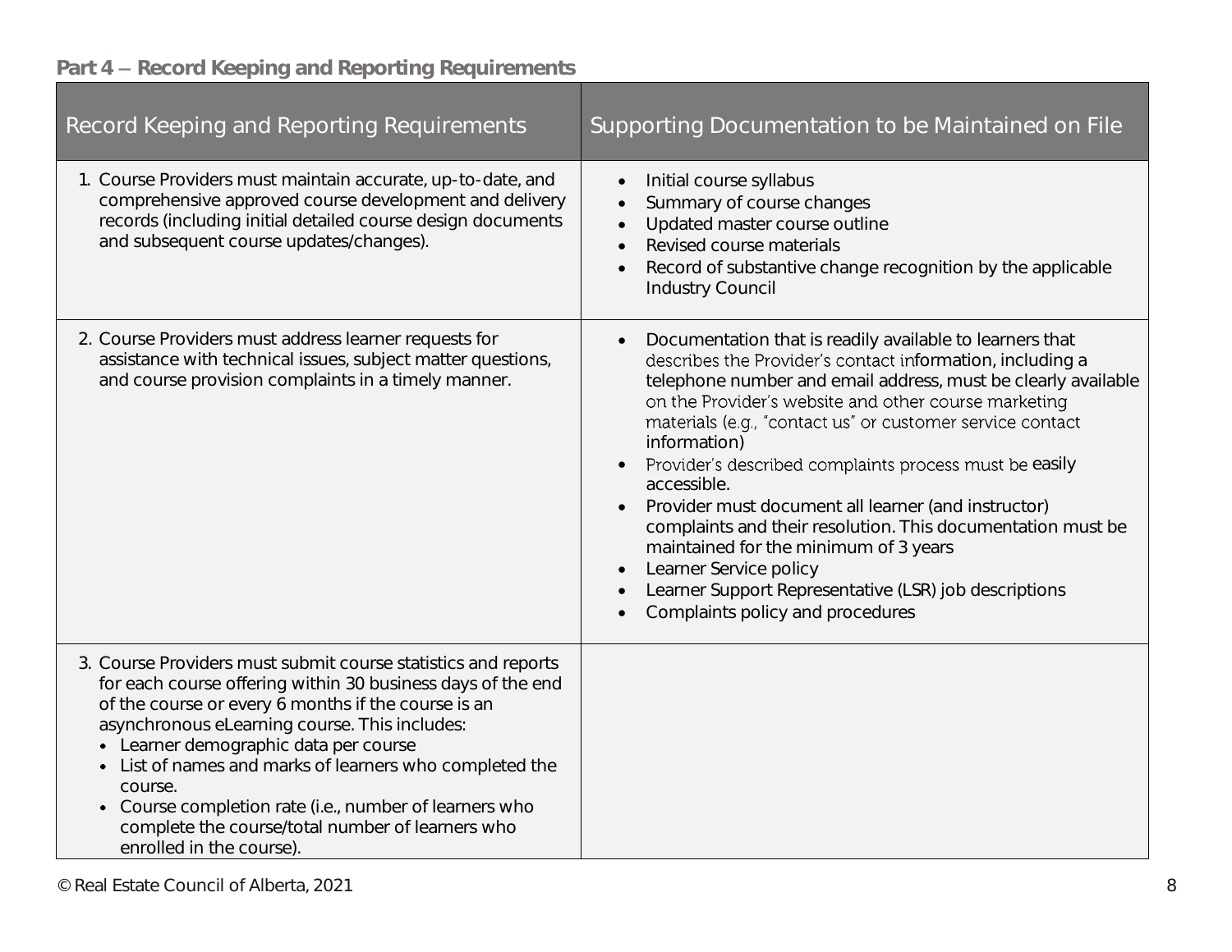**Part 4 – Record Keeping and Reporting Requirements**

| Record Keeping and Reporting Requirements | Supporting Documentation to be Maintained on File |
|---|---|
| 1. Course Providers must maintain accurate, up-to-date, and comprehensive approved course development and delivery records (including initial detailed course design documents and subsequent course updates/changes). | • Initial course syllabus<br>• Summary of course changes<br>• Updated master course outline<br>• Revised course materials<br>• Record of substantive change recognition by the applicable Industry Council |
| 2. Course Providers must address learner requests for assistance with technical issues, subject matter questions, and course provision complaints in a timely manner. | • Documentation that is readily available to learners that describes the Provider's contact information, including a telephone number and email address, must be clearly available on the Provider's website and other course marketing materials (e.g., "contact us" or customer service contact information)<br>• Provider's described complaints process must be easily accessible.<br>• Provider must document all learner (and instructor) complaints and their resolution. This documentation must be maintained for the minimum of 3 years<br>• Learner Service policy<br>• Learner Support Representative (LSR) job descriptions<br>• Complaints policy and procedures |
| 3. Course Providers must submit course statistics and reports for each course offering within 30 business days of the end of the course or every 6 months if the course is an asynchronous eLearning course. This includes:<br>• Learner demographic data per course<br>• List of names and marks of learners who completed the course.<br>• Course completion rate (i.e., number of learners who complete the course/total number of learners who enrolled in the course). | |

© Real Estate Council of Alberta, 2021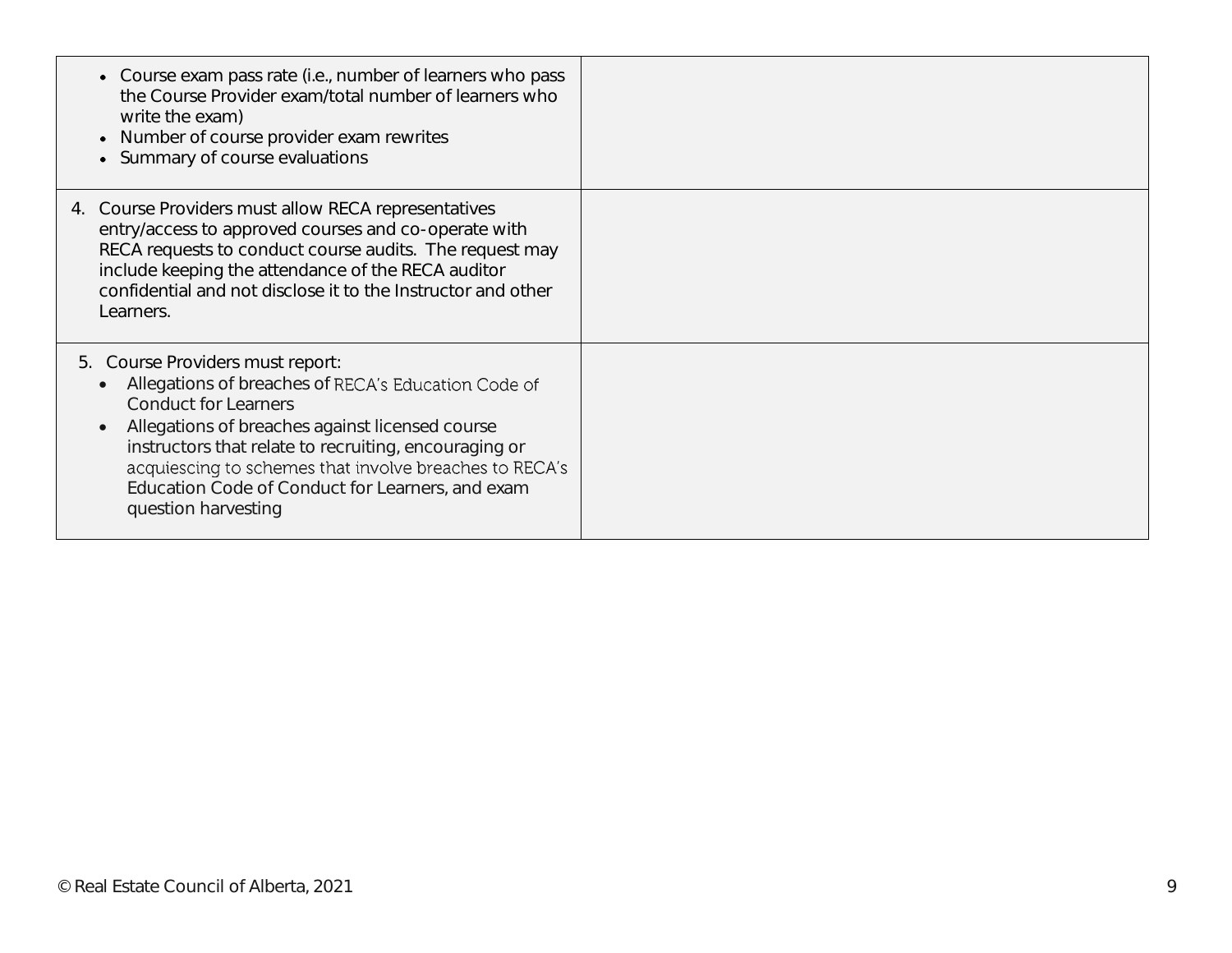| | |
|---|---|
| • Course exam pass rate (i.e., number of learners who pass the Course Provider exam/total number of learners who write the exam)<br>• Number of course provider exam rewrites<br>• Summary of course evaluations | |
| 4. Course Providers must allow RECA representatives entry/access to approved courses and co-operate with RECA requests to conduct course audits. The request may include keeping the attendance of the RECA auditor confidential and not disclose it to the Instructor and other Learners. | |
| 5. Course Providers must report:<br>• Allegations of breaches of RECA's Education Code of Conduct for Learners<br>• Allegations of breaches against licensed course instructors that relate to recruiting, encouraging or acquiescing to schemes that involve breaches to RECA's Education Code of Conduct for Learners, and exam question harvesting | |

© Real Estate Council of Alberta, 2021